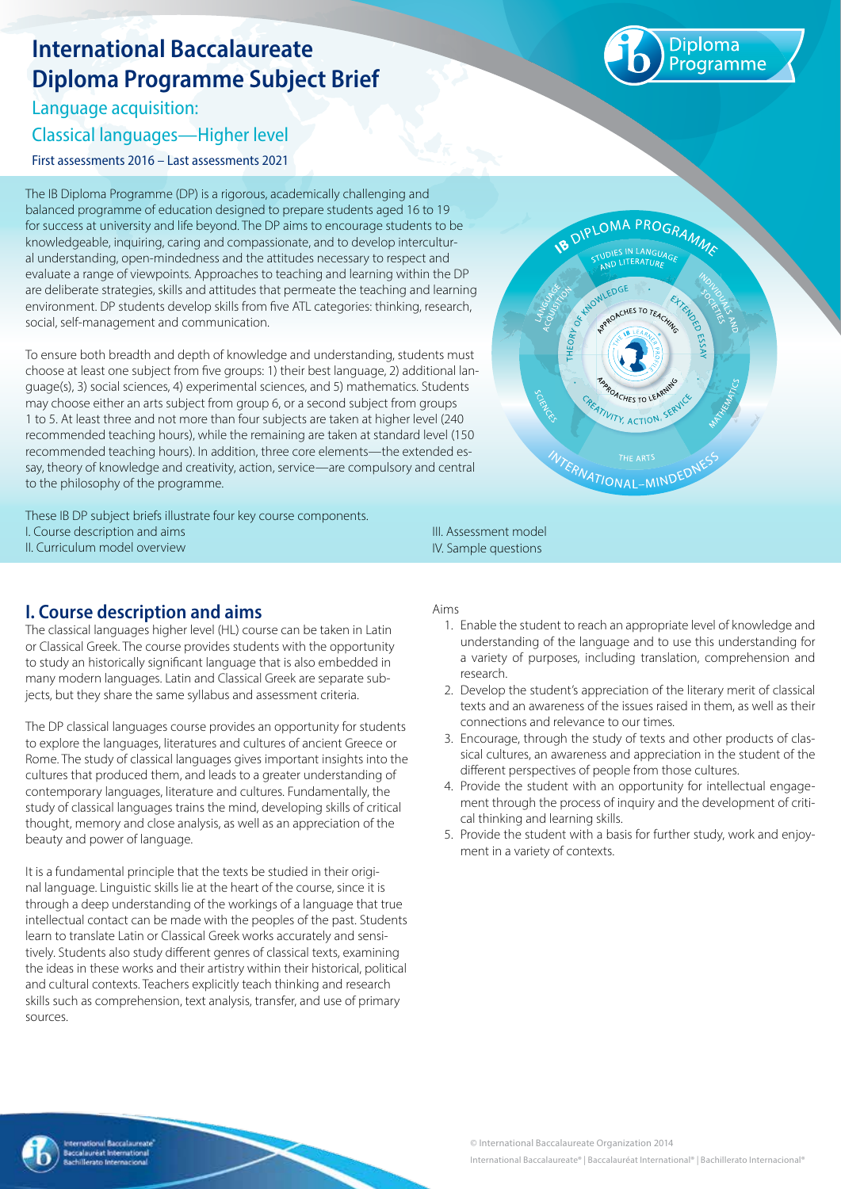# International Baccalaureate Diploma Programme Subject Brief

## Language acquisition: Classical languages—Higher level

First assessments 2016 – Last assessments 2021

The IB Diploma Programme (DP) is a rigorous, academically challenging and balanced programme of education designed to prepare students aged 16 to 19 for success at university and life beyond. The DP aims to encourage students to be knowledgeable, inquiring, caring and compassionate, and to develop intercultural understanding, open-mindedness and the attitudes necessary to respect and evaluate a range of viewpoints. Approaches to teaching and learning within the DP are deliberate strategies, skills and attitudes that permeate the teaching and learning environment. DP students develop skills from five ATL categories: thinking, research, social, self-management and communication.

To ensure both breadth and depth of knowledge and understanding, students must choose at least one subject from five groups: 1) their best language, 2) additional language(s), 3) social sciences, 4) experimental sciences, and 5) mathematics. Students may choose either an arts subject from group 6, or a second subject from groups 1 to 5. At least three and not more than four subjects are taken at higher level (240 recommended teaching hours), while the remaining are taken at standard level (150 recommended teaching hours). In addition, three core elements—the extended essay, theory of knowledge and creativity, action, service—are compulsory and central to the philosophy of the programme.

These IB DP subject briefs illustrate four key course components.

I. Course description and aims
II. Curriculum model overview
III. Assessment model
IV. Sample questions

## I. Course description and aims

The classical languages higher level (HL) course can be taken in Latin or Classical Greek. The course provides students with the opportunity to study an historically significant language that is also embedded in many modern languages. Latin and Classical Greek are separate subjects, but they share the same syllabus and assessment criteria.

The DP classical languages course provides an opportunity for students to explore the languages, literatures and cultures of ancient Greece or Rome. The study of classical languages gives important insights into the cultures that produced them, and leads to a greater understanding of contemporary languages, literature and cultures. Fundamentally, the study of classical languages trains the mind, developing skills of critical thought, memory and close analysis, as well as an appreciation of the beauty and power of language.

It is a fundamental principle that the texts be studied in their original language. Linguistic skills lie at the heart of the course, since it is through a deep understanding of the workings of a language that true intellectual contact can be made with the peoples of the past. Students learn to translate Latin or Classical Greek works accurately and sensitively. Students also study different genres of classical texts, examining the ideas in these works and their artistry within their historical, political and cultural contexts. Teachers explicitly teach thinking and research skills such as comprehension, text analysis, transfer, and use of primary sources.

Aims

1. Enable the student to reach an appropriate level of knowledge and understanding of the language and to use this understanding for a variety of purposes, including translation, comprehension and research.
2. Develop the student's appreciation of the literary merit of classical texts and an awareness of the issues raised in them, as well as their connections and relevance to our times.
3. Encourage, through the study of texts and other products of classical cultures, an awareness and appreciation in the student of the different perspectives of people from those cultures.
4. Provide the student with an opportunity for intellectual engagement through the process of inquiry and the development of critical thinking and learning skills.
5. Provide the student with a basis for further study, work and enjoyment in a variety of contexts.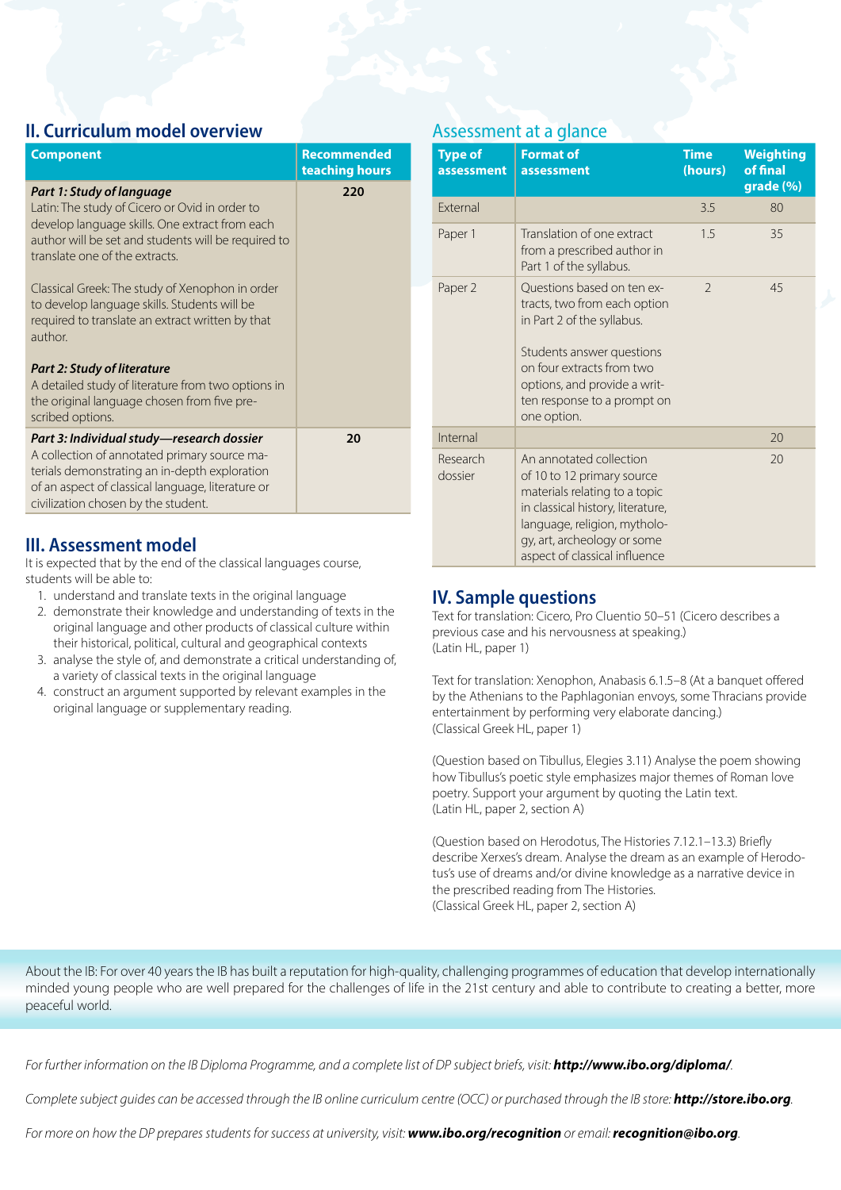## II. Curriculum model overview

| Component | Recommended teaching hours |
| --- | --- |
| ***Part 1: Study of language*** Latin: The study of Cicero or Ovid in order to develop language skills. One extract from each author will be set and students will be required to translate one of the extracts. Classical Greek: The study of Xenophon in order to develop language skills. Students will be required to translate an extract written by that author. ***Part 2: Study of literature*** A detailed study of literature from two options in the original language chosen from five prescribed options. | 220 |
| ***Part 3: Individual study—research dossier*** A collection of annotated primary source materials demonstrating an in-depth exploration of an aspect of classical language, literature or civilization chosen by the student. | 20 |

## III. Assessment model

It is expected that by the end of the classical languages course, students will be able to:

1. understand and translate texts in the original language
2. demonstrate their knowledge and understanding of texts in the original language and other products of classical culture within their historical, political, cultural and geographical contexts
3. analyse the style of, and demonstrate a critical understanding of, a variety of classical texts in the original language
4. construct an argument supported by relevant examples in the original language or supplementary reading.

## Assessment at a glance

| Type of assessment | Format of assessment | Time (hours) | Weighting of final grade (%) |
| --- | --- | --- | --- |
| External | | 3.5 | 80 |
| Paper 1 | Translation of one extract from a prescribed author in Part 1 of the syllabus. | 1.5 | 35 |
| Paper 2 | Questions based on ten extracts, two from each option in Part 2 of the syllabus. Students answer questions on four extracts from two options, and provide a written response to a prompt on one option. | 2 | 45 |
| Internal | | | 20 |
| Research dossier | An annotated collection of 10 to 12 primary source materials relating to a topic in classical history, literature, language, religion, mythology, art, archeology or some aspect of classical influence | | 20 |

## IV. Sample questions

Text for translation: Cicero, Pro Cluentio 50–51 (Cicero describes a previous case and his nervousness at speaking.)
(Latin HL, paper 1)

Text for translation: Xenophon, Anabasis 6.1.5–8 (At a banquet offered by the Athenians to the Paphlagonian envoys, some Thracians provide entertainment by performing very elaborate dancing.)
(Classical Greek HL, paper 1)

(Question based on Tibullus, Elegies 3.11) Analyse the poem showing how Tibullus's poetic style emphasizes major themes of Roman love poetry. Support your argument by quoting the Latin text.
(Latin HL, paper 2, section A)

(Question based on Herodotus, The Histories 7.12.1–13.3) Briefly describe Xerxes's dream. Analyse the dream as an example of Herodotus's use of dreams and/or divine knowledge as a narrative device in the prescribed reading from The Histories.
(Classical Greek HL, paper 2, section A)

About the IB: For over 40 years the IB has built a reputation for high-quality, challenging programmes of education that develop internationally minded young people who are well prepared for the challenges of life in the 21st century and able to contribute to creating a better, more peaceful world.

*For further information on the IB Diploma Programme, and a complete list of DP subject briefs, visit:* ***http://www.ibo.org/diploma/****.*

*Complete subject guides can be accessed through the IB online curriculum centre (OCC) or purchased through the IB store:* ***http://store.ibo.org****.*

*For more on how the DP prepares students for success at university, visit:* ***www.ibo.org/recognition*** *or email:* ***recognition@ibo.org****.*